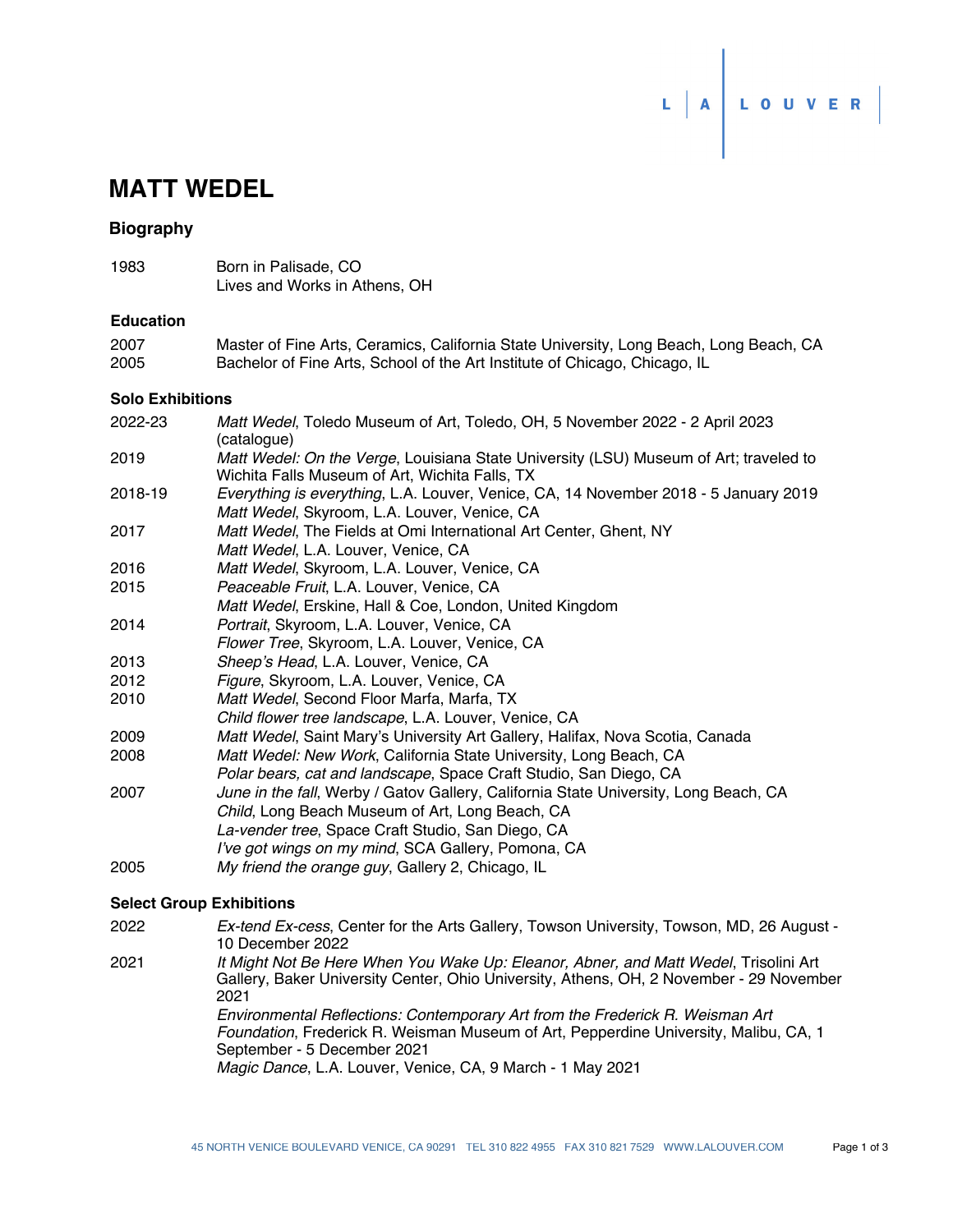# MATT WEDEL

## Biography

| | |
|---|---|
| 1983 | Born in Palisade, CO<br>Lives and Works in Athens, OH |

## Education

| | |
|---|---|
| 2007 | Master of Fine Arts, Ceramics, California State University, Long Beach, Long Beach, CA |
| 2005 | Bachelor of Fine Arts, School of the Art Institute of Chicago, Chicago, IL |

## Solo Exhibitions

| | |
|---|---|
| 2022-23 | *Matt Wedel*, Toledo Museum of Art, Toledo, OH, 5 November 2022 - 2 April 2023 (catalogue) |
| 2019 | *Matt Wedel: On the Verge*, Louisiana State University (LSU) Museum of Art; traveled to Wichita Falls Museum of Art, Wichita Falls, TX |
| 2018-19 | *Everything is everything*, L.A. Louver, Venice, CA, 14 November 2018 - 5 January 2019<br>*Matt Wedel*, Skyroom, L.A. Louver, Venice, CA |
| 2017 | *Matt Wedel*, The Fields at Omi International Art Center, Ghent, NY<br>*Matt Wedel*, L.A. Louver, Venice, CA |
| 2016 | *Matt Wedel*, Skyroom, L.A. Louver, Venice, CA |
| 2015 | *Peaceable Fruit*, L.A. Louver, Venice, CA<br>*Matt Wedel*, Erskine, Hall & Coe, London, United Kingdom |
| 2014 | *Portrait*, Skyroom, L.A. Louver, Venice, CA<br>*Flower Tree*, Skyroom, L.A. Louver, Venice, CA |
| 2013 | *Sheep's Head*, L.A. Louver, Venice, CA |
| 2012 | *Figure*, Skyroom, L.A. Louver, Venice, CA |
| 2010 | *Matt Wedel*, Second Floor Marfa, Marfa, TX<br>*Child flower tree landscape*, L.A. Louver, Venice, CA |
| 2009 | *Matt Wedel*, Saint Mary's University Art Gallery, Halifax, Nova Scotia, Canada |
| 2008 | *Matt Wedel: New Work*, California State University, Long Beach, CA<br>*Polar bears, cat and landscape*, Space Craft Studio, San Diego, CA |
| 2007 | *June in the fall*, Werby / Gatov Gallery, California State University, Long Beach, CA<br>*Child,* Long Beach Museum of Art, Long Beach, CA<br>*La-vender tree*, Space Craft Studio, San Diego, CA<br>*I've got wings on my mind*, SCA Gallery, Pomona, CA |
| 2005 | *My friend the orange guy*, Gallery 2, Chicago, IL |

## Select Group Exhibitions

| | |
|---|---|
| 2022 | *Ex-tend Ex-cess*, Center for the Arts Gallery, Towson University, Towson, MD, 26 August - 10 December 2022 |
| 2021 | *It Might Not Be Here When You Wake Up: Eleanor, Abner, and Matt Wedel*, Trisolini Art Gallery, Baker University Center, Ohio University, Athens, OH, 2 November - 29 November 2021<br>*Environmental Reflections: Contemporary Art from the Frederick R. Weisman Art Foundation*, Frederick R. Weisman Museum of Art, Pepperdine University, Malibu, CA, 1 September - 5 December 2021<br>*Magic Dance*, L.A. Louver, Venice, CA, 9 March - 1 May 2021 |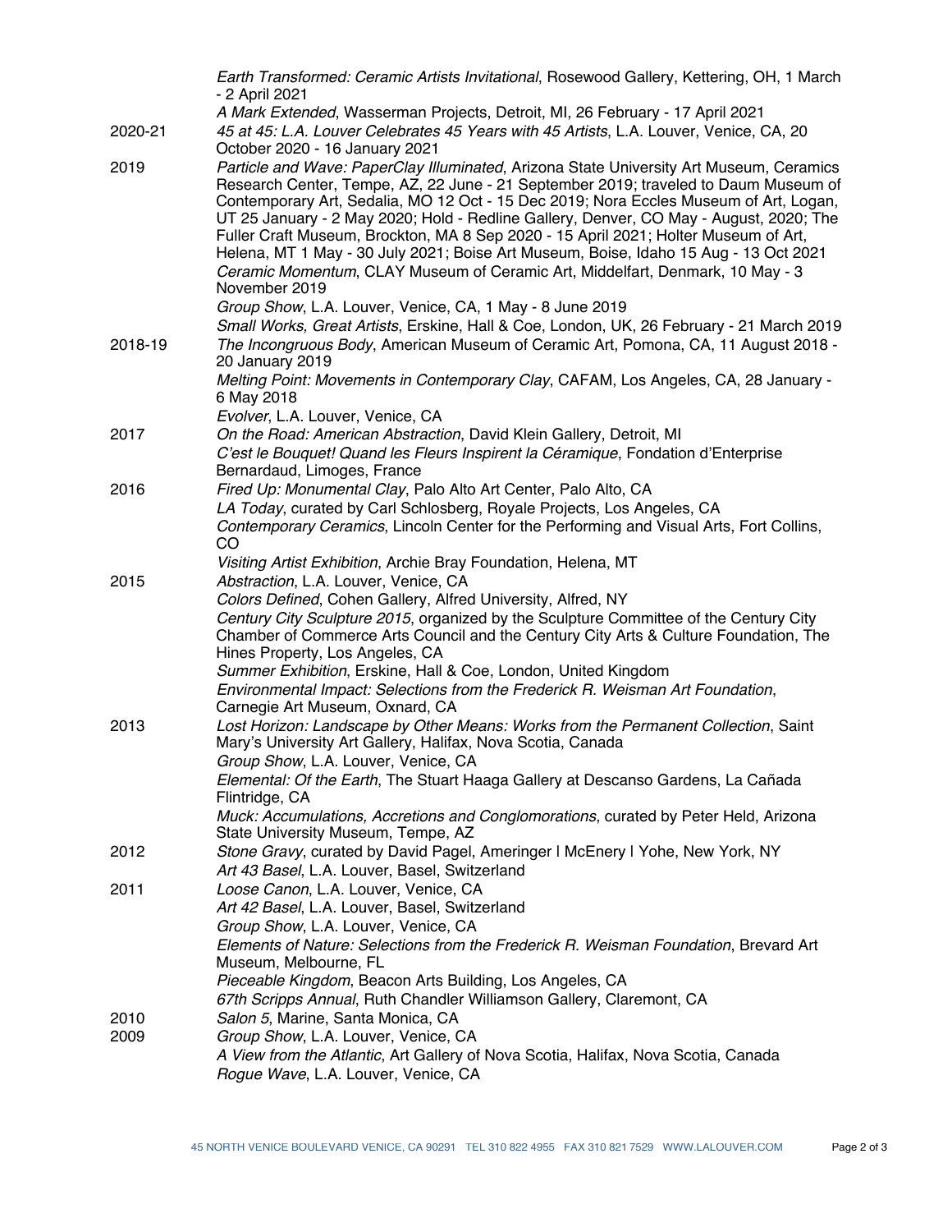| | |
|---|---|
| | *Earth Transformed: Ceramic Artists Invitational*, Rosewood Gallery, Kettering, OH, 1 March - 2 April 2021 |
| | *A Mark Extended*, Wasserman Projects, Detroit, MI, 26 February - 17 April 2021 |
| 2020-21 | *45 at 45: L.A. Louver Celebrates 45 Years with 45 Artists*, L.A. Louver, Venice, CA, 20 October 2020 - 16 January 2021 |
| 2019 | *Particle and Wave: PaperClay Illuminated*, Arizona State University Art Museum, Ceramics Research Center, Tempe, AZ, 22 June - 21 September 2019; traveled to Daum Museum of Contemporary Art, Sedalia, MO 12 Oct - 15 Dec 2019; Nora Eccles Museum of Art, Logan, UT 25 January - 2 May 2020; Hold - Redline Gallery, Denver, CO May - August, 2020; The Fuller Craft Museum, Brockton, MA 8 Sep 2020 - 15 April 2021; Holter Museum of Art, Helena, MT 1 May - 30 July 2021; Boise Art Museum, Boise, Idaho 15 Aug - 13 Oct 2021 |
| | *Ceramic Momentum*, CLAY Museum of Ceramic Art, Middelfart, Denmark, 10 May - 3 November 2019 |
| | *Group Show*, L.A. Louver, Venice, CA, 1 May - 8 June 2019 |
| | *Small Works, Great Artists*, Erskine, Hall & Coe, London, UK, 26 February - 21 March 2019 |
| 2018-19 | *The Incongruous Body*, American Museum of Ceramic Art, Pomona, CA, 11 August 2018 - 20 January 2019 |
| | *Melting Point: Movements in Contemporary Clay*, CAFAM, Los Angeles, CA, 28 January - 6 May 2018 |
| | *Evolver*, L.A. Louver, Venice, CA |
| 2017 | *On the Road: American Abstraction*, David Klein Gallery, Detroit, MI |
| | *C'est le Bouquet! Quand les Fleurs Inspirent la Céramique*, Fondation d'Enterprise Bernardaud, Limoges, France |
| 2016 | *Fired Up: Monumental Clay*, Palo Alto Art Center, Palo Alto, CA |
| | *LA Today*, curated by Carl Schlosberg, Royale Projects, Los Angeles, CA |
| | *Contemporary Ceramics*, Lincoln Center for the Performing and Visual Arts, Fort Collins, CO |
| | *Visiting Artist Exhibition*, Archie Bray Foundation, Helena, MT |
| 2015 | *Abstraction*, L.A. Louver, Venice, CA |
| | *Colors Defined*, Cohen Gallery, Alfred University, Alfred, NY |
| | *Century City Sculpture 2015*, organized by the Sculpture Committee of the Century City Chamber of Commerce Arts Council and the Century City Arts & Culture Foundation, The Hines Property, Los Angeles, CA |
| | *Summer Exhibition*, Erskine, Hall & Coe, London, United Kingdom |
| | *Environmental Impact: Selections from the Frederick R. Weisman Art Foundation*, Carnegie Art Museum, Oxnard, CA |
| 2013 | *Lost Horizon: Landscape by Other Means: Works from the Permanent Collection*, Saint Mary's University Art Gallery, Halifax, Nova Scotia, Canada |
| | *Group Show*, L.A. Louver, Venice, CA |
| | *Elemental: Of the Earth*, The Stuart Haaga Gallery at Descanso Gardens, La Cañada Flintridge, CA |
| | *Muck: Accumulations, Accretions and Conglomorations*, curated by Peter Held, Arizona State University Museum, Tempe, AZ |
| 2012 | *Stone Gravy*, curated by David Pagel, Ameringer I McEnery I Yohe, New York, NY |
| | *Art 43 Basel*, L.A. Louver, Basel, Switzerland |
| 2011 | *Loose Canon*, L.A. Louver, Venice, CA |
| | *Art 42 Basel*, L.A. Louver, Basel, Switzerland |
| | *Group Show*, L.A. Louver, Venice, CA |
| | *Elements of Nature: Selections from the Frederick R. Weisman Foundation*, Brevard Art Museum, Melbourne, FL |
| | *Pieceable Kingdom*, Beacon Arts Building, Los Angeles, CA |
| | *67th Scripps Annual*, Ruth Chandler Williamson Gallery, Claremont, CA |
| 2010 | *Salon 5*, Marine, Santa Monica, CA |
| 2009 | *Group Show*, L.A. Louver, Venice, CA |
| | *A View from the Atlantic*, Art Gallery of Nova Scotia, Halifax, Nova Scotia, Canada |
| | *Rogue Wave*, L.A. Louver, Venice, CA |

45 NORTH VENICE BOULEVARD VENICE, CA 90291 TEL 310 822 4955 FAX 310 821 7529 WWW.LALOUVER.COM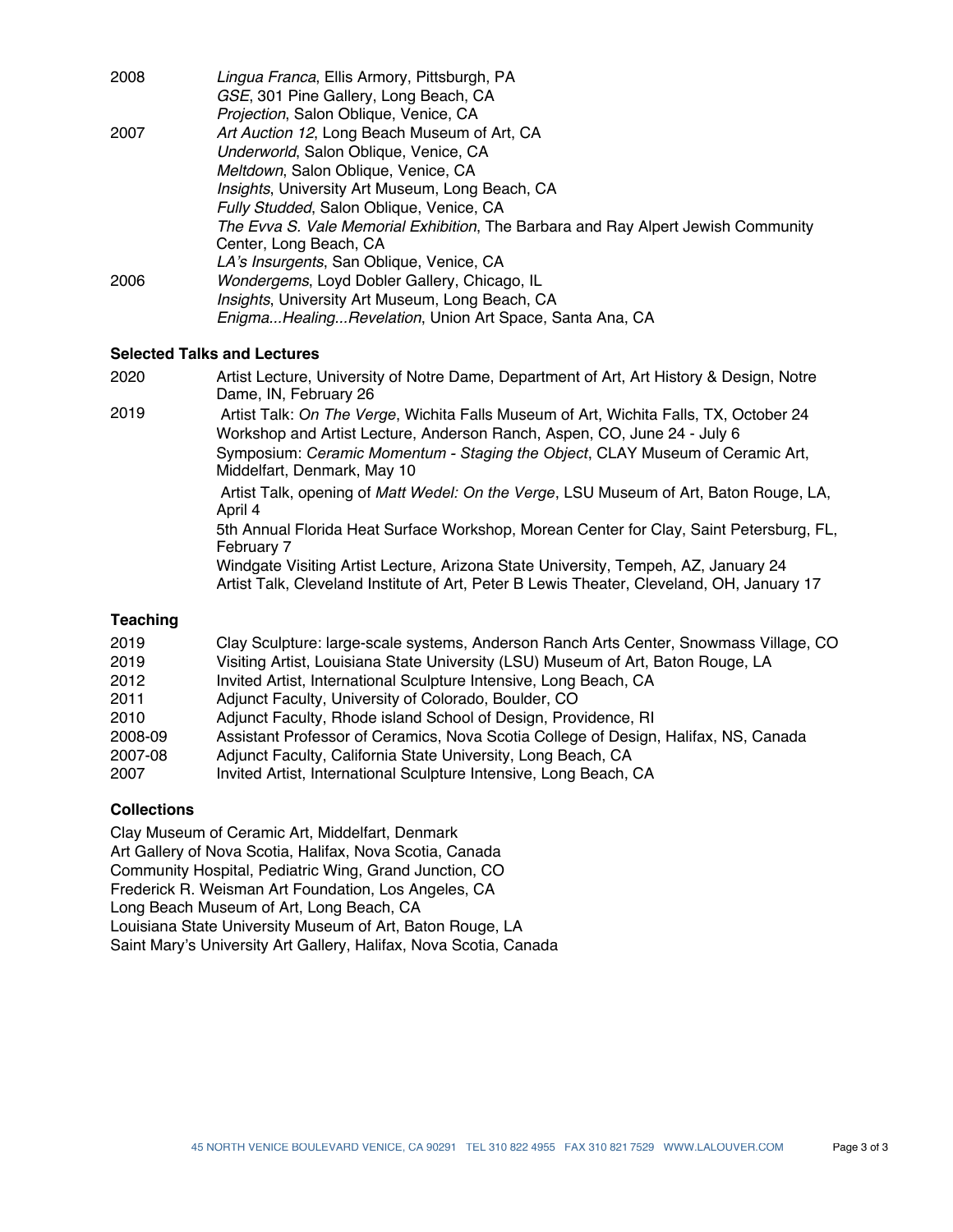| | |
|---|---|
| 2008 | *Lingua Franca*, Ellis Armory, Pittsburgh, PA |
| | *GSE*, 301 Pine Gallery, Long Beach, CA |
| | *Projection*, Salon Oblique, Venice, CA |
| 2007 | *Art Auction 12*, Long Beach Museum of Art, CA |
| | *Underworld*, Salon Oblique, Venice, CA |
| | *Meltdown*, Salon Oblique, Venice, CA |
| | *Insights*, University Art Museum, Long Beach, CA |
| | *Fully Studded*, Salon Oblique, Venice, CA |
| | *The Evva S. Vale Memorial Exhibition*, The Barbara and Ray Alpert Jewish Community Center, Long Beach, CA |
| | *LA's Insurgents*, San Oblique, Venice, CA |
| 2006 | *Wondergems*, Loyd Dobler Gallery, Chicago, IL |
| | *Insights*, University Art Museum, Long Beach, CA |
| | *Enigma...Healing...Revelation*, Union Art Space, Santa Ana, CA |

### Selected Talks and Lectures

| | |
|---|---|
| 2020 | Artist Lecture, University of Notre Dame, Department of Art, Art History & Design, Notre Dame, IN, February 26 |
| 2019 | Artist Talk: *On The Verge*, Wichita Falls Museum of Art, Wichita Falls, TX, October 24 |
| | Workshop and Artist Lecture, Anderson Ranch, Aspen, CO, June 24 - July 6 |
| | Symposium: *Ceramic Momentum - Staging the Object*, CLAY Museum of Ceramic Art, Middelfart, Denmark, May 10 |
| | Artist Talk, opening of *Matt Wedel: On the Verge*, LSU Museum of Art, Baton Rouge, LA, April 4 |
| | 5th Annual Florida Heat Surface Workshop, Morean Center for Clay, Saint Petersburg, FL, February 7 |
| | Windgate Visiting Artist Lecture, Arizona State University, Tempeh, AZ, January 24 |
| | Artist Talk, Cleveland Institute of Art, Peter B Lewis Theater, Cleveland, OH, January 17 |

### Teaching

| | |
|---|---|
| 2019 | Clay Sculpture: large-scale systems, Anderson Ranch Arts Center, Snowmass Village, CO |
| 2019 | Visiting Artist, Louisiana State University (LSU) Museum of Art, Baton Rouge, LA |
| 2012 | Invited Artist, International Sculpture Intensive, Long Beach, CA |
| 2011 | Adjunct Faculty, University of Colorado, Boulder, CO |
| 2010 | Adjunct Faculty, Rhode island School of Design, Providence, RI |
| 2008-09 | Assistant Professor of Ceramics, Nova Scotia College of Design, Halifax, NS, Canada |
| 2007-08 | Adjunct Faculty, California State University, Long Beach, CA |
| 2007 | Invited Artist, International Sculpture Intensive, Long Beach, CA |

### Collections

Clay Museum of Ceramic Art, Middelfart, Denmark
Art Gallery of Nova Scotia, Halifax, Nova Scotia, Canada
Community Hospital, Pediatric Wing, Grand Junction, CO
Frederick R. Weisman Art Foundation, Los Angeles, CA
Long Beach Museum of Art, Long Beach, CA
Louisiana State University Museum of Art, Baton Rouge, LA
Saint Mary's University Art Gallery, Halifax, Nova Scotia, Canada